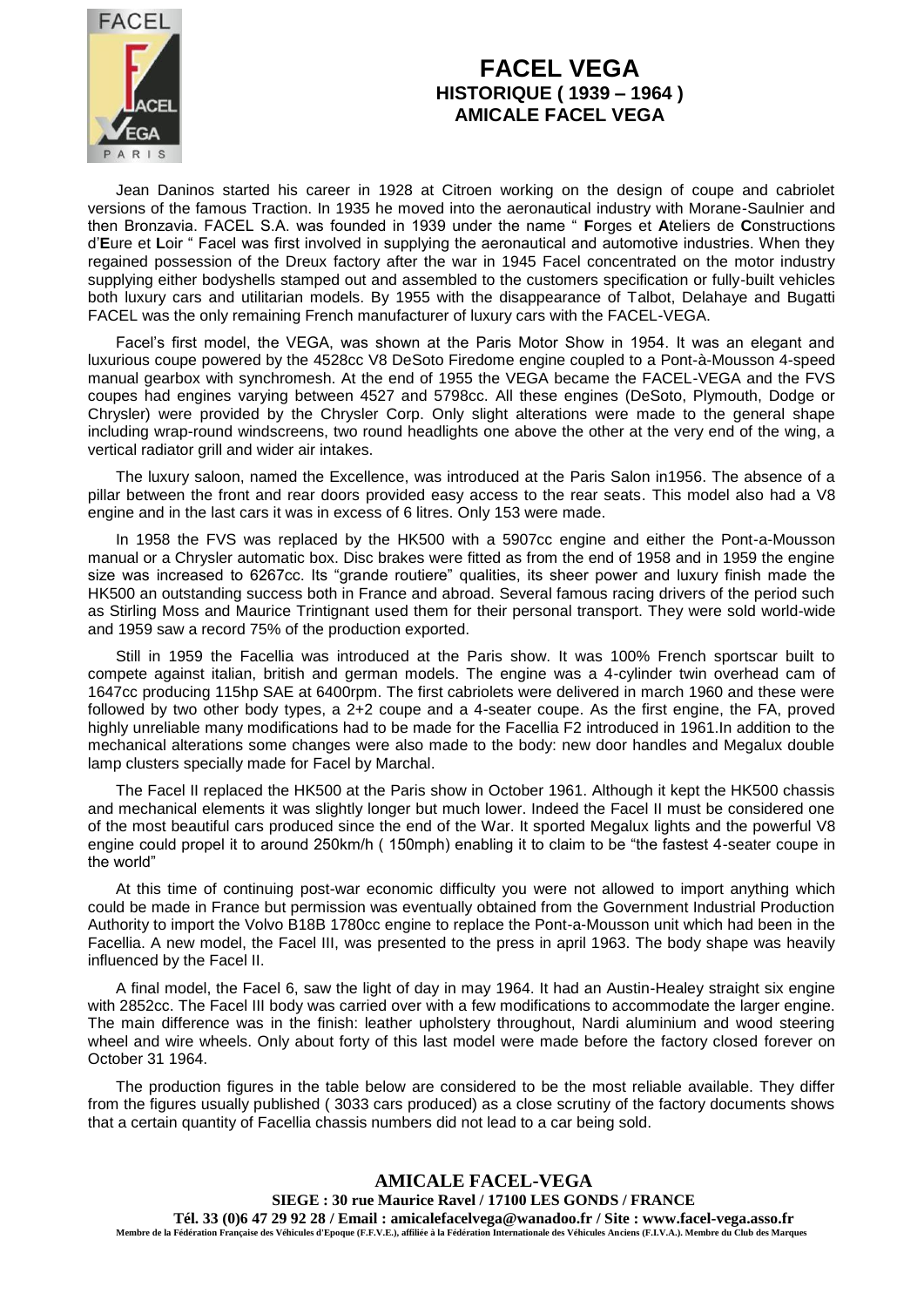# FACEL VEGA

## HISTORIQUE ( 1939 – 1964 )

## AMICALE FACEL VEGA

Jean Daninos started his career in 1928 at Citroen working on the design of coupe and cabriolet versions of the famous Traction. In 1935 he moved into the aeronautical industry with Morane-Saulnier and then Bronzavia. FACEL S.A. was founded in 1939 under the name " **F**orges et **A**teliers de **C**onstructions d'**E**ure et **L**oir " Facel was first involved in supplying the aeronautical and automotive industries. When they regained possession of the Dreux factory after the war in 1945 Facel concentrated on the motor industry supplying either bodyshells stamped out and assembled to the customers specification or fully-built vehicles both luxury cars and utilitarian models. By 1955 with the disappearance of Talbot, Delahaye and Bugatti FACEL was the only remaining French manufacturer of luxury cars with the FACEL-VEGA.

Facel's first model, the VEGA, was shown at the Paris Motor Show in 1954. It was an elegant and luxurious coupe powered by the 4528cc V8 DeSoto Firedome engine coupled to a Pont-à-Mousson 4-speed manual gearbox with synchromesh. At the end of 1955 the VEGA became the FACEL-VEGA and the FVS coupes had engines varying between 4527 and 5798cc. All these engines (DeSoto, Plymouth, Dodge or Chrysler) were provided by the Chrysler Corp. Only slight alterations were made to the general shape including wrap-round windscreens, two round headlights one above the other at the very end of the wing, a vertical radiator grill and wider air intakes.

The luxury saloon, named the Excellence, was introduced at the Paris Salon in1956. The absence of a pillar between the front and rear doors provided easy access to the rear seats. This model also had a V8 engine and in the last cars it was in excess of 6 litres. Only 153 were made.

In 1958 the FVS was replaced by the HK500 with a 5907cc engine and either the Pont-a-Mousson manual or a Chrysler automatic box. Disc brakes were fitted as from the end of 1958 and in 1959 the engine size was increased to 6267cc. Its "grande routiere" qualities, its sheer power and luxury finish made the HK500 an outstanding success both in France and abroad. Several famous racing drivers of the period such as Stirling Moss and Maurice Trintignant used them for their personal transport. They were sold world-wide and 1959 saw a record 75% of the production exported.

Still in 1959 the Facellia was introduced at the Paris show. It was 100% French sportscar built to compete against italian, british and german models. The engine was a 4-cylinder twin overhead cam of 1647cc producing 115hp SAE at 6400rpm. The first cabriolets were delivered in march 1960 and these were followed by two other body types, a 2+2 coupe and a 4-seater coupe. As the first engine, the FA, proved highly unreliable many modifications had to be made for the Facellia F2 introduced in 1961.In addition to the mechanical alterations some changes were also made to the body: new door handles and Megalux double lamp clusters specially made for Facel by Marchal.

The Facel II replaced the HK500 at the Paris show in October 1961. Although it kept the HK500 chassis and mechanical elements it was slightly longer but much lower. Indeed the Facel II must be considered one of the most beautiful cars produced since the end of the War. It sported Megalux lights and the powerful V8 engine could propel it to around 250km/h ( 150mph) enabling it to claim to be "the fastest 4-seater coupe in the world"

At this time of continuing post-war economic difficulty you were not allowed to import anything which could be made in France but permission was eventually obtained from the Government Industrial Production Authority to import the Volvo B18B 1780cc engine to replace the Pont-a-Mousson unit which had been in the Facellia. A new model, the Facel III, was presented to the press in april 1963. The body shape was heavily influenced by the Facel II.

A final model, the Facel 6, saw the light of day in may 1964. It had an Austin-Healey straight six engine with 2852cc. The Facel III body was carried over with a few modifications to accommodate the larger engine. The main difference was in the finish: leather upholstery throughout, Nardi aluminium and wood steering wheel and wire wheels. Only about forty of this last model were made before the factory closed forever on October 31 1964.

The production figures in the table below are considered to be the most reliable available. They differ from the figures usually published ( 3033 cars produced) as a close scrutiny of the factory documents shows that a certain quantity of Facellia chassis numbers did not lead to a car being sold.

**AMICALE FACEL-VEGA**

**SIEGE : 30 rue Maurice Ravel / 17100 LES GONDS / FRANCE**

**Tél. 33 (0)6 47 29 92 28 / Email : amicalefacelvega@wanadoo.fr / Site : www.facel-vega.asso.fr**

**Membre de la Fédération Française des Véhicules d'Epoque (F.F.V.E.), affiliée à la Fédération Internationale des Véhicules Anciens (F.I.V.A.). Membre du Club des Marques**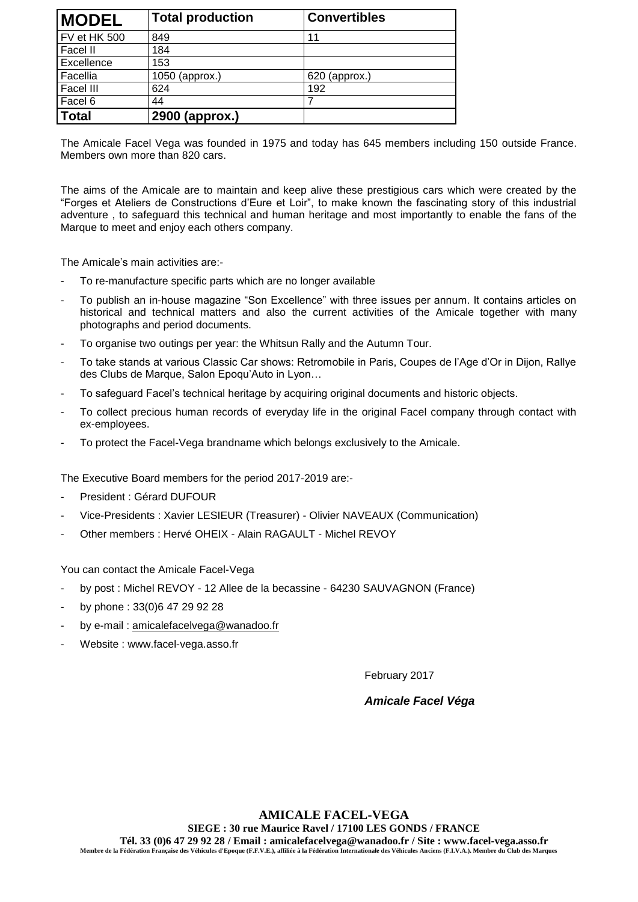| **MODEL** | **Total production** | **Convertibles** |
|---|---|---|
| FV et HK 500 | 849 | 11 |
| Facel II | 184 | |
| Excellence | 153 | |
| Facellia | 1050 (approx.) | 620 (approx.) |
| Facel III | 624 | 192 |
| Facel 6 | 44 | 7 |
| **Total** | **2900 (approx.)** | |

The Amicale Facel Vega was founded in 1975 and today has 645 members including 150 outside France. Members own more than 820 cars.

The aims of the Amicale are to maintain and keep alive these prestigious cars which were created by the "Forges et Ateliers de Constructions d'Eure et Loir", to make known the fascinating story of this industrial adventure , to safeguard this technical and human heritage and most importantly to enable the fans of the Marque to meet and enjoy each others company.

The Amicale's main activities are:-

- To re-manufacture specific parts which are no longer available
- To publish an in-house magazine "Son Excellence" with three issues per annum. It contains articles on historical and technical matters and also the current activities of the Amicale together with many photographs and period documents.
- To organise two outings per year: the Whitsun Rally and the Autumn Tour.
- To take stands at various Classic Car shows: Retromobile in Paris, Coupes de l'Age d'Or in Dijon, Rallye des Clubs de Marque, Salon Epoqu'Auto in Lyon…
- To safeguard Facel's technical heritage by acquiring original documents and historic objects.
- To collect precious human records of everyday life in the original Facel company through contact with ex-employees.
- To protect the Facel-Vega brandname which belongs exclusively to the Amicale.

The Executive Board members for the period 2017-2019 are:-

- President : Gérard DUFOUR
- Vice-Presidents : Xavier LESIEUR (Treasurer) - Olivier NAVEAUX (Communication)
- Other members : Hervé OHEIX - Alain RAGAULT - Michel REVOY

You can contact the Amicale Facel-Vega

- by post : Michel REVOY - 12 Allee de la becassine - 64230 SAUVAGNON (France)
- by phone : 33(0)6 47 29 92 28
- by e-mail : amicalefacelvega@wanadoo.fr
- Website : www.facel-vega.asso.fr

February 2017

***Amicale Facel Véga***

**AMICALE FACEL-VEGA**

**SIEGE : 30 rue Maurice Ravel / 17100 LES GONDS / FRANCE**

**Tél. 33 (0)6 47 29 92 28 / Email : amicalefacelvega@wanadoo.fr / Site : www.facel-vega.asso.fr**

**Membre de la Fédération Française des Véhicules d'Epoque (F.F.V.E.), affiliée à la Fédération Internationale des Véhicules Anciens (F.I.V.A.). Membre du Club des Marques**